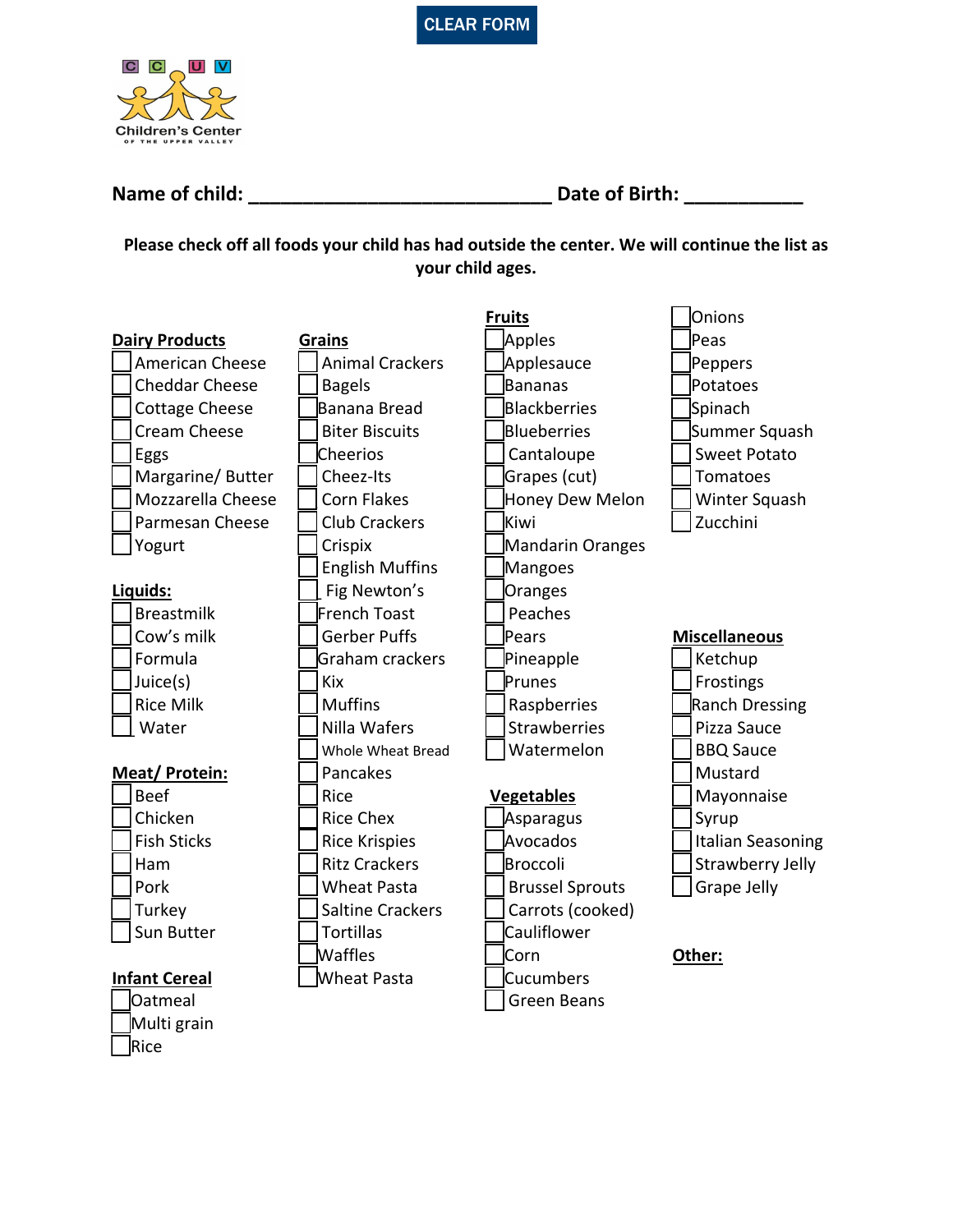CLEAR FORM

Children's Center of the Upper Valley

**Name of child: \_\_\_\_\_\_\_\_\_\_\_\_\_\_\_\_\_\_\_\_\_\_\_\_\_\_\_\_ Date of Birth: \_\_\_\_\_\_\_\_\_\_\_**

**Please check off all foods your child has had outside the center. We will continue the list as your child ages.**

**Dairy Products**

- [ ] American Cheese
- [ ] Cheddar Cheese
- [ ] Cottage Cheese
- [ ] Cream Cheese
- [ ] Eggs
- [ ] Margarine/ Butter
- [ ] Mozzarella Cheese
- [ ] Parmesan Cheese
- [ ] Yogurt

**Liquids:**

- [ ] Breastmilk
- [ ] Cow's milk
- [ ] Formula
- [ ] Juice(s)
- [ ] Rice Milk
- [ ] Water

**Meat/ Protein:**

- [ ] Beef
- [ ] Chicken
- [ ] Fish Sticks
- [ ] Ham
- [ ] Pork
- [ ] Turkey
- [ ] Sun Butter

**Infant Cereal**

- [ ] Oatmeal
- [ ] Multi grain
- [ ] Rice

**Grains**

- [ ] Animal Crackers
- [ ] Bagels
- [ ] Banana Bread
- [ ] Biter Biscuits
- [ ] Cheerios
- [ ] Cheez-Its
- [ ] Corn Flakes
- [ ] Club Crackers
- [ ] Crispix
- [ ] English Muffins
- [ ] Fig Newton's
- [ ] French Toast
- [ ] Gerber Puffs
- [ ] Graham crackers
- [ ] Kix
- [ ] Muffins
- [ ] Nilla Wafers
- [ ] Whole Wheat Bread
- [ ] Pancakes
- [ ] Rice
- [ ] Rice Chex
- [ ] Rice Krispies
- [ ] Ritz Crackers
- [ ] Wheat Pasta
- [ ] Saltine Crackers
- [ ] Tortillas
- [ ] Waffles
- [ ] Wheat Pasta

**Fruits**

- [ ] Apples
- [ ] Applesauce
- [ ] Bananas
- [ ] Blackberries
- [ ] Blueberries
- [ ] Cantaloupe
- [ ] Grapes (cut)
- [ ] Honey Dew Melon
- [ ] Kiwi
- [ ] Mandarin Oranges
- [ ] Mangoes
- [ ] Oranges
- [ ] Peaches
- [ ] Pears
- [ ] Pineapple
- [ ] Prunes
- [ ] Raspberries
- [ ] Strawberries
- [ ] Watermelon

**Vegetables**

- [ ] Asparagus
- [ ] Avocados
- [ ] Broccoli
- [ ] Brussel Sprouts
- [ ] Carrots (cooked)
- [ ] Cauliflower
- [ ] Corn
- [ ] Cucumbers
- [ ] Green Beans
- [ ] Onions
- [ ] Peas
- [ ] Peppers
- [ ] Potatoes
- [ ] Spinach
- [ ] Summer Squash
- [ ] Sweet Potato
- [ ] Tomatoes
- [ ] Winter Squash
- [ ] Zucchini

**Miscellaneous**

- [ ] Ketchup
- [ ] Frostings
- [ ] Ranch Dressing
- [ ] Pizza Sauce
- [ ] BBQ Sauce
- [ ] Mustard
- [ ] Mayonnaise
- [ ] Syrup
- [ ] Italian Seasoning
- [ ] Strawberry Jelly
- [ ] Grape Jelly

**Other:**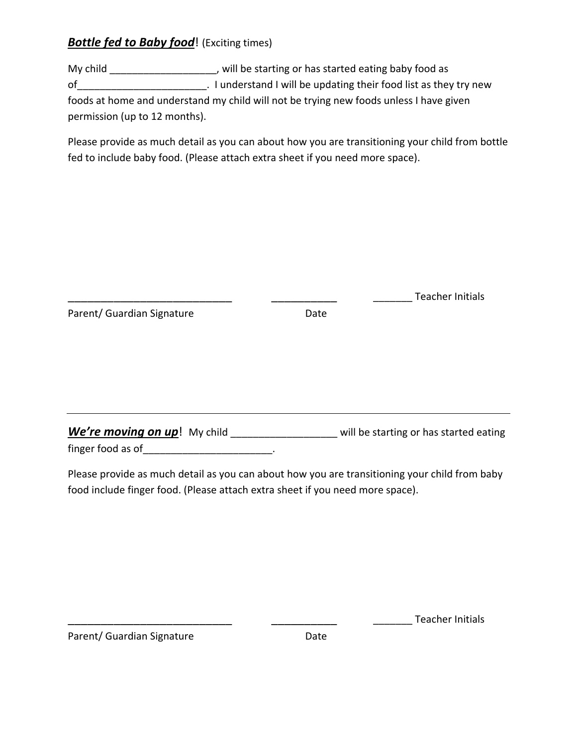***Bottle fed to Baby food***! (Exciting times)

My child ___________________, will be starting or has started eating baby food as of_______________________. I understand I will be updating their food list as they try new foods at home and understand my child will not be trying new foods unless I have given permission (up to 12 months).

Please provide as much detail as you can about how you are transitioning your child from bottle fed to include baby food. (Please attach extra sheet if you need more space).

_____________________________ ____________ _______ Teacher Initials

Parent/ Guardian Signature Date

---

***We're moving on up***! My child ___________________ will be starting or has started eating finger food as of_______________________.

Please provide as much detail as you can about how you are transitioning your child from baby food include finger food. (Please attach extra sheet if you need more space).

_____________________________ ____________ _______ Teacher Initials

Parent/ Guardian Signature Date